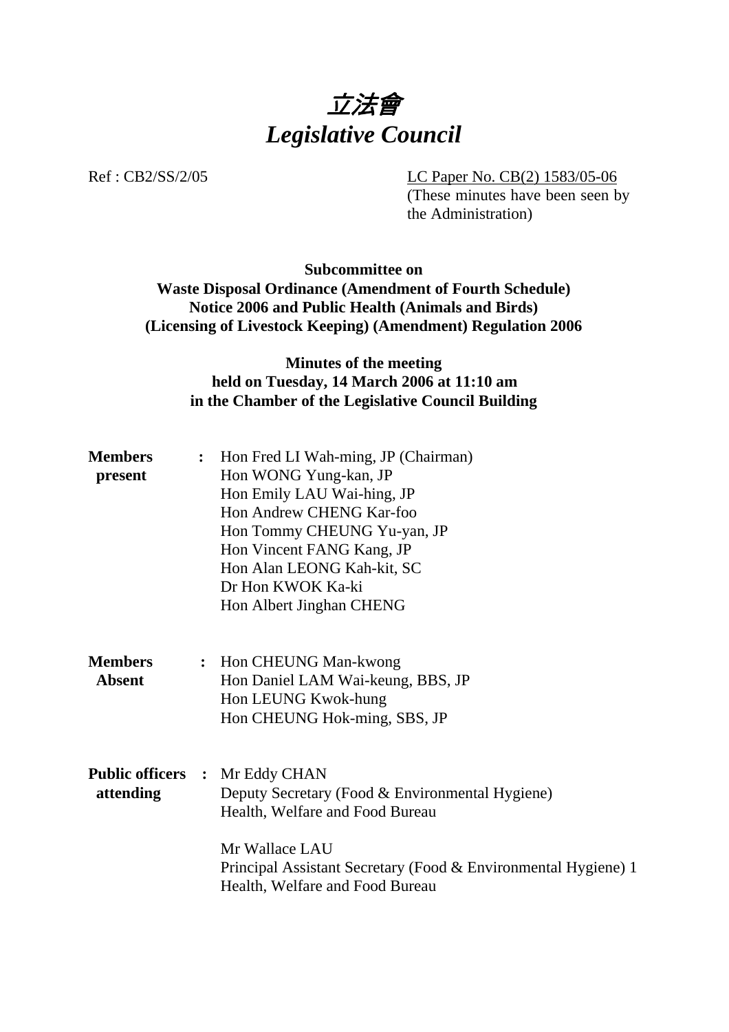# *立法會*
# *Legislative Council*

Ref : CB2/SS/2/05

LC Paper No. CB(2) 1583/05-06
(These minutes have been seen by the Administration)

**Subcommittee on**
**Waste Disposal Ordinance (Amendment of Fourth Schedule) Notice 2006 and Public Health (Animals and Birds) (Licensing of Livestock Keeping) (Amendment) Regulation 2006**

**Minutes of the meeting**
**held on Tuesday, 14 March 2006 at 11:10 am**
**in the Chamber of the Legislative Council Building**

**Members present** :
Hon Fred LI Wah-ming, JP (Chairman)
Hon WONG Yung-kan, JP
Hon Emily LAU Wai-hing, JP
Hon Andrew CHENG Kar-foo
Hon Tommy CHEUNG Yu-yan, JP
Hon Vincent FANG Kang, JP
Hon Alan LEONG Kah-kit, SC
Dr Hon KWOK Ka-ki
Hon Albert Jinghan CHENG

**Members Absent** :
Hon CHEUNG Man-kwong
Hon Daniel LAM Wai-keung, BBS, JP
Hon LEUNG Kwok-hung
Hon CHEUNG Hok-ming, SBS, JP

**Public officers attending** :
Mr Eddy CHAN
Deputy Secretary (Food & Environmental Hygiene)
Health, Welfare and Food Bureau

Mr Wallace LAU
Principal Assistant Secretary (Food & Environmental Hygiene) 1
Health, Welfare and Food Bureau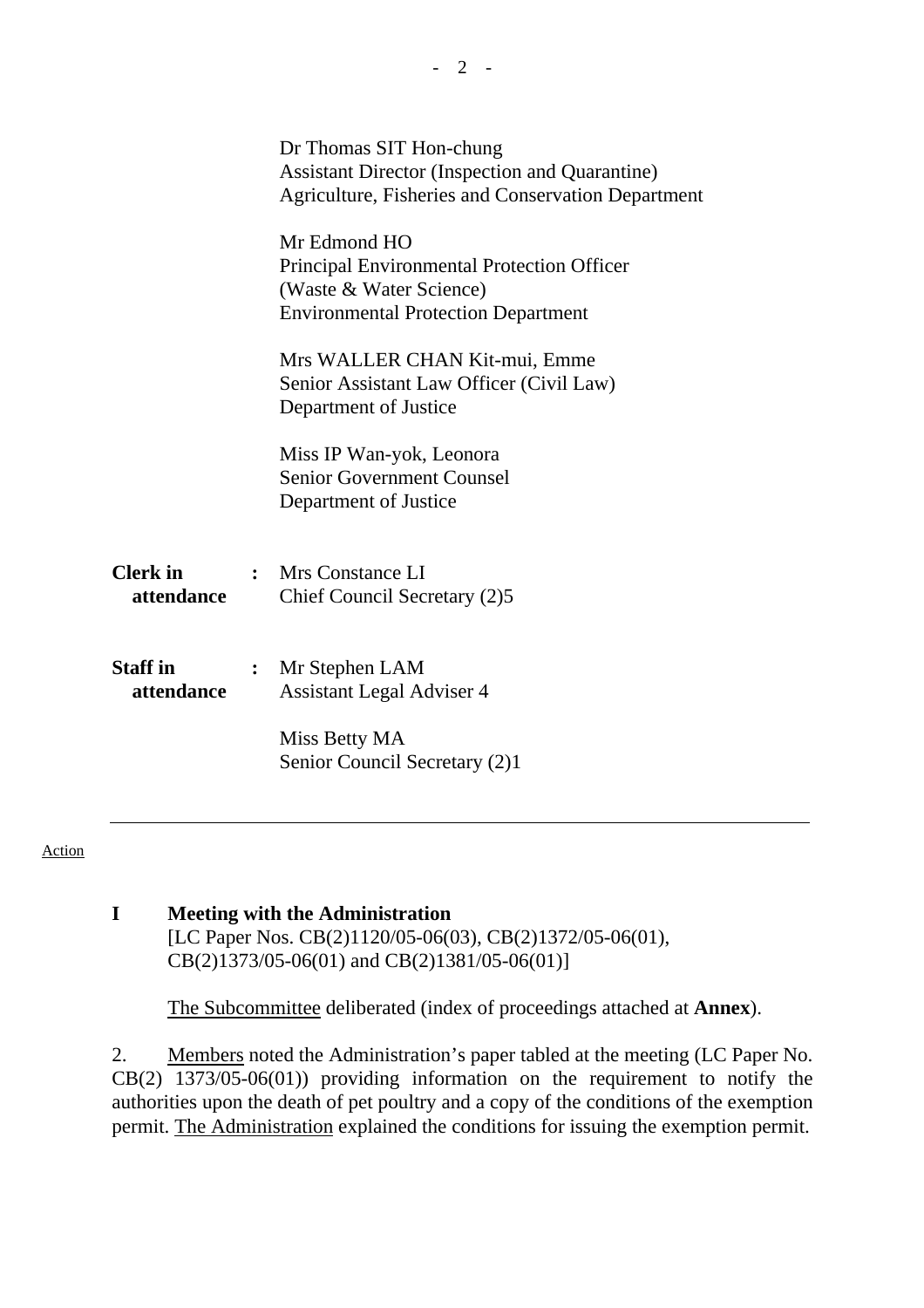Dr Thomas SIT Hon-chung
Assistant Director (Inspection and Quarantine)
Agriculture, Fisheries and Conservation Department

Mr Edmond HO
Principal Environmental Protection Officer
(Waste & Water Science)
Environmental Protection Department

Mrs WALLER CHAN Kit-mui, Emme
Senior Assistant Law Officer (Civil Law)
Department of Justice

Miss IP Wan-yok, Leonora
Senior Government Counsel
Department of Justice

**Clerk in attendance** : Mrs Constance LI
Chief Council Secretary (2)5

**Staff in attendance** : Mr Stephen LAM
Assistant Legal Adviser 4

Miss Betty MA
Senior Council Secretary (2)1

---

Action

**I Meeting with the Administration**
[LC Paper Nos. CB(2)1120/05-06(03), CB(2)1372/05-06(01), CB(2)1373/05-06(01) and CB(2)1381/05-06(01)]

The Subcommittee deliberated (index of proceedings attached at **Annex**).

2. Members noted the Administration's paper tabled at the meeting (LC Paper No. CB(2) 1373/05-06(01)) providing information on the requirement to notify the authorities upon the death of pet poultry and a copy of the conditions of the exemption permit. The Administration explained the conditions for issuing the exemption permit.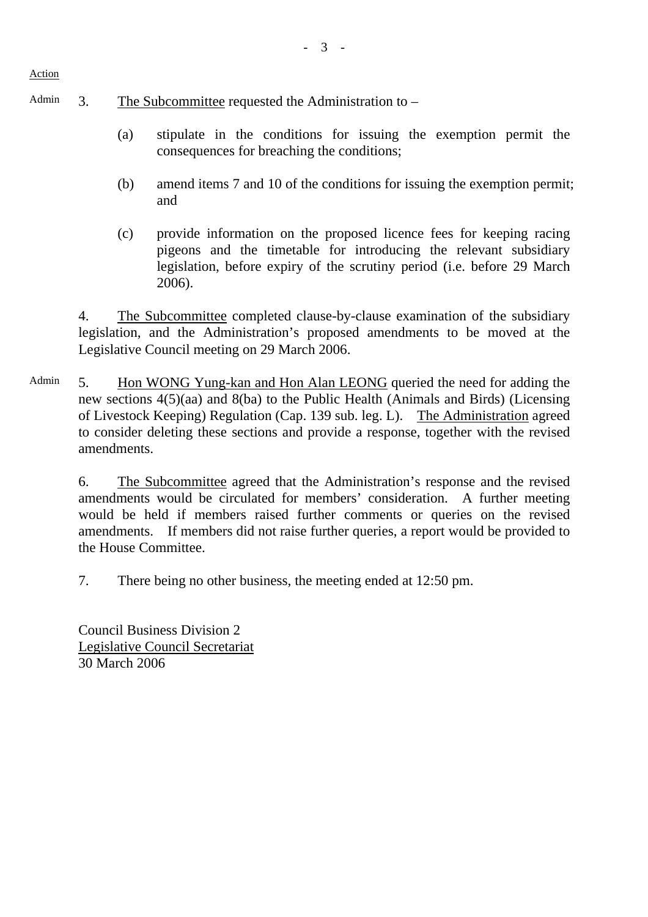Action

Admin 3. <u>The Subcommittee</u> requested the Administration to –

(a) stipulate in the conditions for issuing the exemption permit the consequences for breaching the conditions;

(b) amend items 7 and 10 of the conditions for issuing the exemption permit; and

(c) provide information on the proposed licence fees for keeping racing pigeons and the timetable for introducing the relevant subsidiary legislation, before expiry of the scrutiny period (i.e. before 29 March 2006).

4. <u>The Subcommittee</u> completed clause-by-clause examination of the subsidiary legislation, and the Administration's proposed amendments to be moved at the Legislative Council meeting on 29 March 2006.

Admin 5. <u>Hon WONG Yung-kan and Hon Alan LEONG</u> queried the need for adding the new sections 4(5)(aa) and 8(ba) to the Public Health (Animals and Birds) (Licensing of Livestock Keeping) Regulation (Cap. 139 sub. leg. L). <u>The Administration</u> agreed to consider deleting these sections and provide a response, together with the revised amendments.

6. <u>The Subcommittee</u> agreed that the Administration's response and the revised amendments would be circulated for members' consideration. A further meeting would be held if members raised further comments or queries on the revised amendments. If members did not raise further queries, a report would be provided to the House Committee.

7. There being no other business, the meeting ended at 12:50 pm.

Council Business Division 2
<u>Legislative Council Secretariat</u>
30 March 2006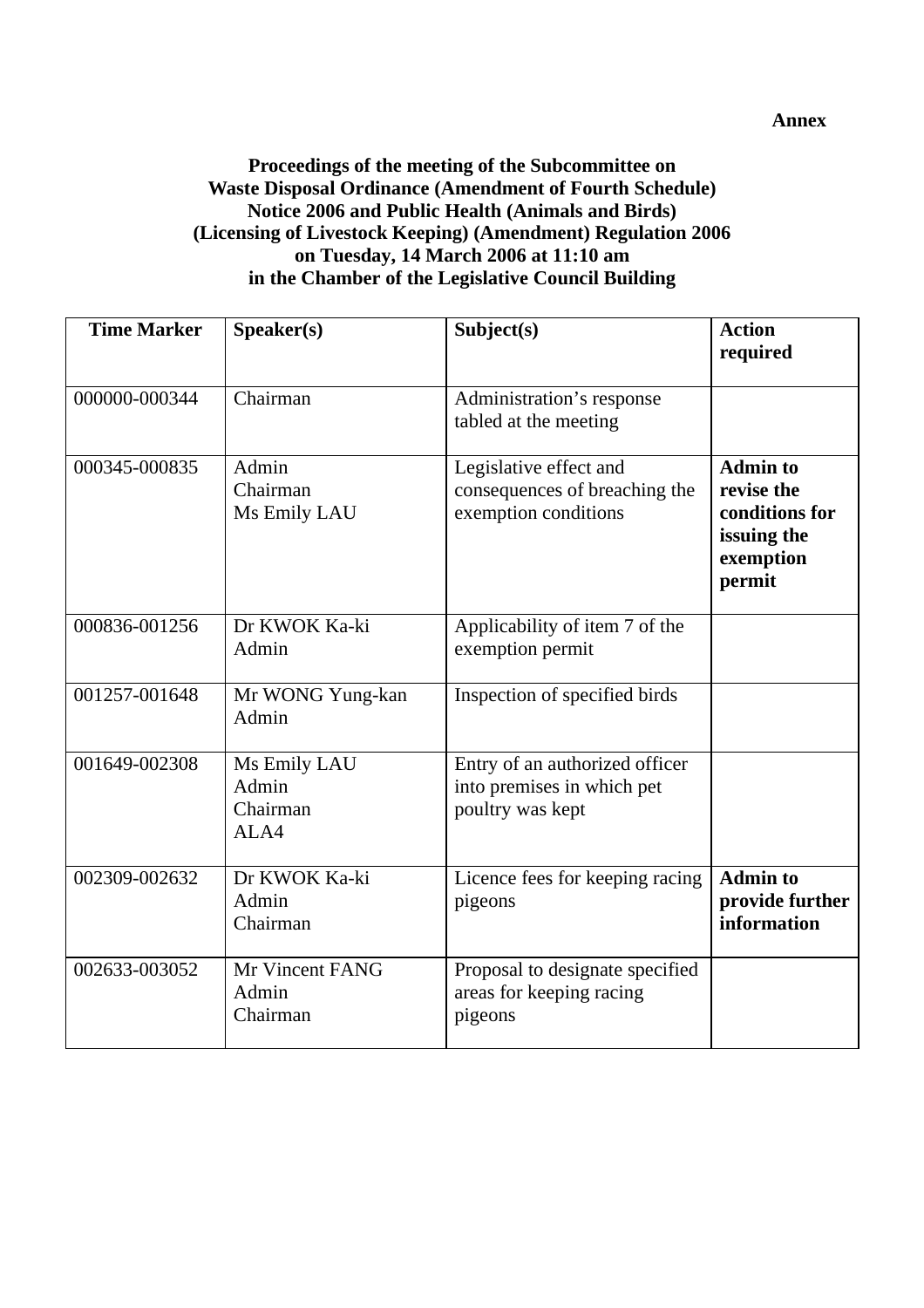**Annex**

**Proceedings of the meeting of the Subcommittee on Waste Disposal Ordinance (Amendment of Fourth Schedule) Notice 2006 and Public Health (Animals and Birds) (Licensing of Livestock Keeping) (Amendment) Regulation 2006 on Tuesday, 14 March 2006 at 11:10 am in the Chamber of the Legislative Council Building**

| Time Marker | Speaker(s) | Subject(s) | Action required |
|---|---|---|---|
| 000000-000344 | Chairman | Administration's response tabled at the meeting | |
| 000345-000835 | Admin<br>Chairman<br>Ms Emily LAU | Legislative effect and consequences of breaching the exemption conditions | **Admin to revise the conditions for issuing the exemption permit** |
| 000836-001256 | Dr KWOK Ka-ki<br>Admin | Applicability of item 7 of the exemption permit | |
| 001257-001648 | Mr WONG Yung-kan<br>Admin | Inspection of specified birds | |
| 001649-002308 | Ms Emily LAU<br>Admin<br>Chairman<br>ALA4 | Entry of an authorized officer into premises in which pet poultry was kept | |
| 002309-002632 | Dr KWOK Ka-ki<br>Admin<br>Chairman | Licence fees for keeping racing pigeons | **Admin to provide further information** |
| 002633-003052 | Mr Vincent FANG<br>Admin<br>Chairman | Proposal to designate specified areas for keeping racing pigeons | |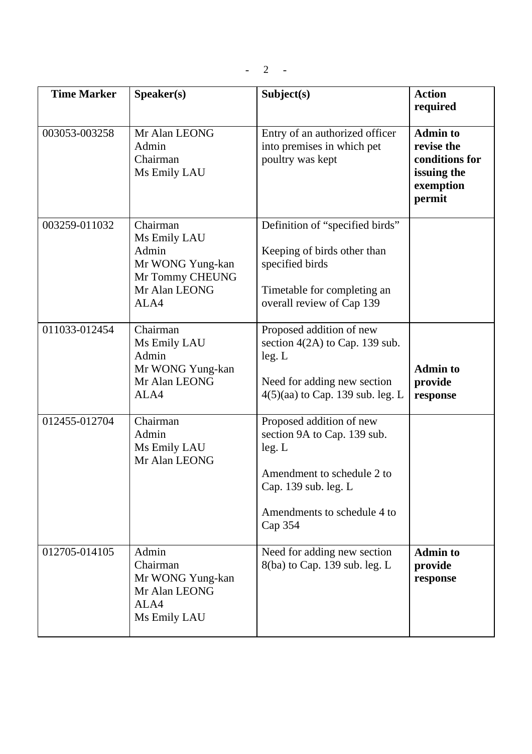| Time Marker | Speaker(s) | Subject(s) | Action required |
|---|---|---|---|
| 003053-003258 | Mr Alan LEONG<br>Admin<br>Chairman<br>Ms Emily LAU | Entry of an authorized officer into premises in which pet poultry was kept | **Admin to revise the conditions for issuing the exemption permit** |
| 003259-011032 | Chairman<br>Ms Emily LAU<br>Admin<br>Mr WONG Yung-kan<br>Mr Tommy CHEUNG<br>Mr Alan LEONG<br>ALA4 | Definition of "specified birds"<br><br>Keeping of birds other than specified birds<br><br>Timetable for completing an overall review of Cap 139 | |
| 011033-012454 | Chairman<br>Ms Emily LAU<br>Admin<br>Mr WONG Yung-kan<br>Mr Alan LEONG<br>ALA4 | Proposed addition of new section 4(2A) to Cap. 139 sub. leg. L<br><br>Need for adding new section 4(5)(aa) to Cap. 139 sub. leg. L | **Admin to provide response** |
| 012455-012704 | Chairman<br>Admin<br>Ms Emily LAU<br>Mr Alan LEONG | Proposed addition of new section 9A to Cap. 139 sub. leg. L<br><br>Amendment to schedule 2 to Cap. 139 sub. leg. L<br><br>Amendments to schedule 4 to Cap 354 | |
| 012705-014105 | Admin<br>Chairman<br>Mr WONG Yung-kan<br>Mr Alan LEONG<br>ALA4<br>Ms Emily LAU | Need for adding new section 8(ba) to Cap. 139 sub. leg. L | **Admin to provide response** |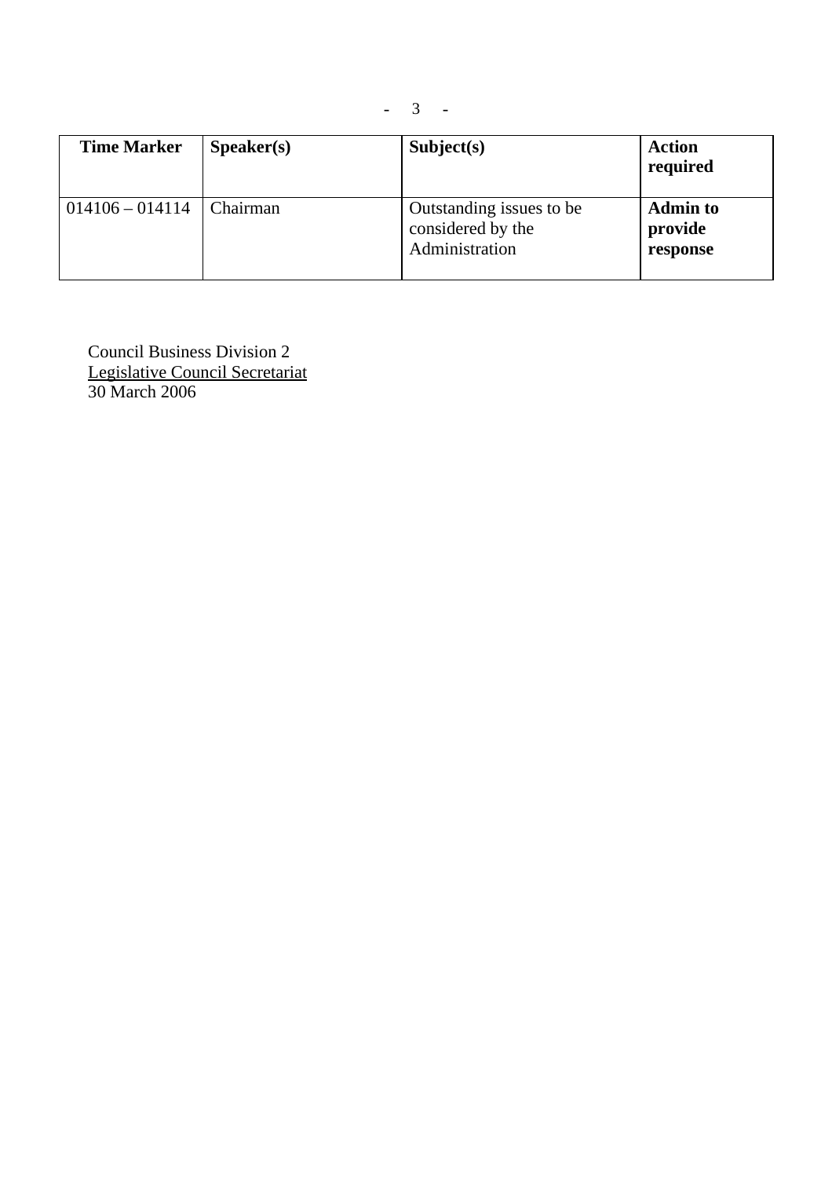| Time Marker | Speaker(s) | Subject(s) | Action required |
| --- | --- | --- | --- |
| 014106 – 014114 | Chairman | Outstanding issues to be considered by the Administration | **Admin to provide response** |

Council Business Division 2
Legislative Council Secretariat
30 March 2006